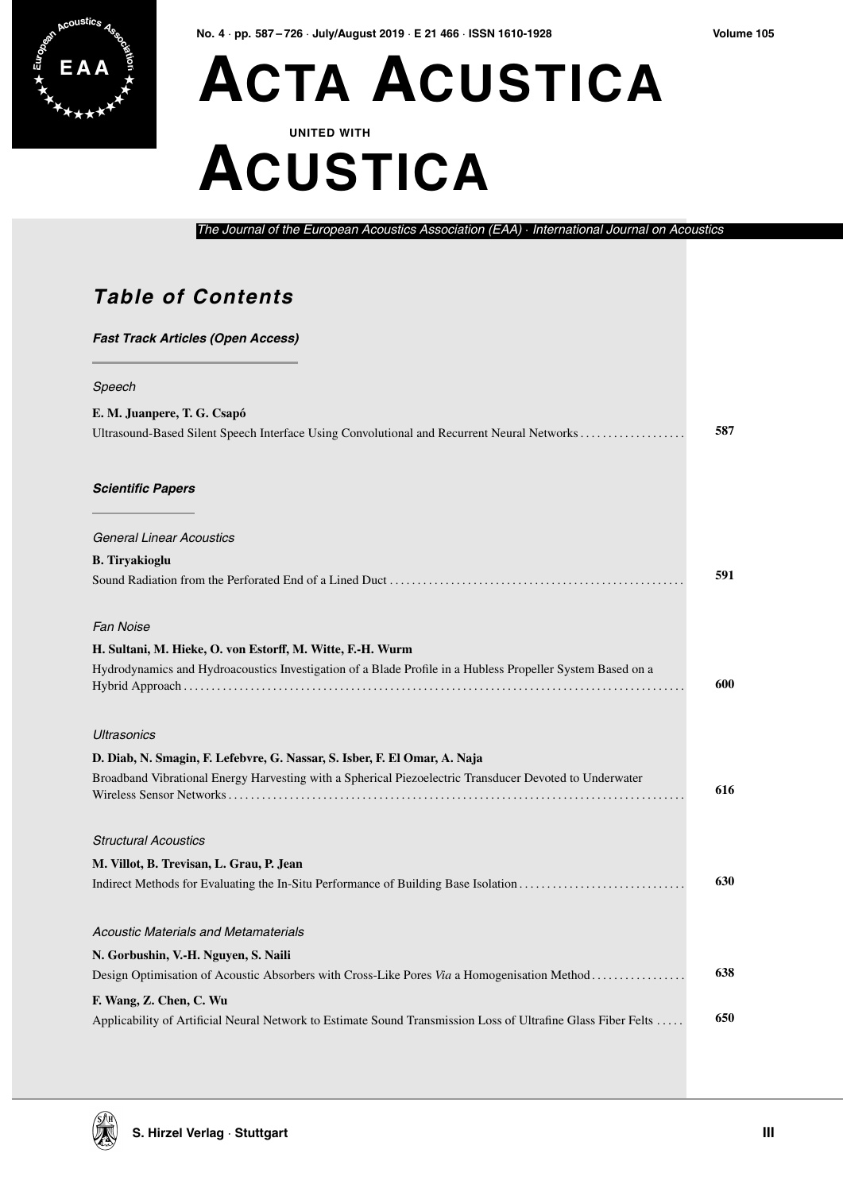# Acta Acustica

UNITED WITH

# Acustica

*The Journal of the European Acoustics Association (EAA) · International Journal on Acoustics*

## *Table of Contents*

### *Fast Track Articles (Open Access)*

*Speech*

**E. M. Juanpere, T. G. Csapó**
Ultrasound-Based Silent Speech Interface Using Convolutional and Recurrent Neural Networks .................. **587**

### *Scientific Papers*

*General Linear Acoustics*

**B. Tiryakioglu**
Sound Radiation from the Perforated End of a Lined Duct .................................................... **591**

*Fan Noise*

**H. Sultani, M. Hieke, O. von Estorff, M. Witte, F.-H. Wurm**
Hydrodynamics and Hydroacoustics Investigation of a Blade Profile in a Hubless Propeller System Based on a Hybrid Approach .................................................................................... **600**

*Ultrasonics*

**D. Diab, N. Smagin, F. Lefebvre, G. Nassar, S. Isber, F. El Omar, A. Naja**
Broadband Vibrational Energy Harvesting with a Spherical Piezoelectric Transducer Devoted to Underwater Wireless Sensor Networks .................................................................................. **616**

*Structural Acoustics*

**M. Villot, B. Trevisan, L. Grau, P. Jean**
Indirect Methods for Evaluating the In-Situ Performance of Building Base Isolation ............................. **630**

*Acoustic Materials and Metamaterials*

**N. Gorbushin, V.-H. Nguyen, S. Naili**
Design Optimisation of Acoustic Absorbers with Cross-Like Pores *Via* a Homogenisation Method ................ **638**

**F. Wang, Z. Chen, C. Wu**
Applicability of Artificial Neural Network to Estimate Sound Transmission Loss of Ultrafine Glass Fiber Felts ..... **650**

S. Hirzel Verlag · Stuttgart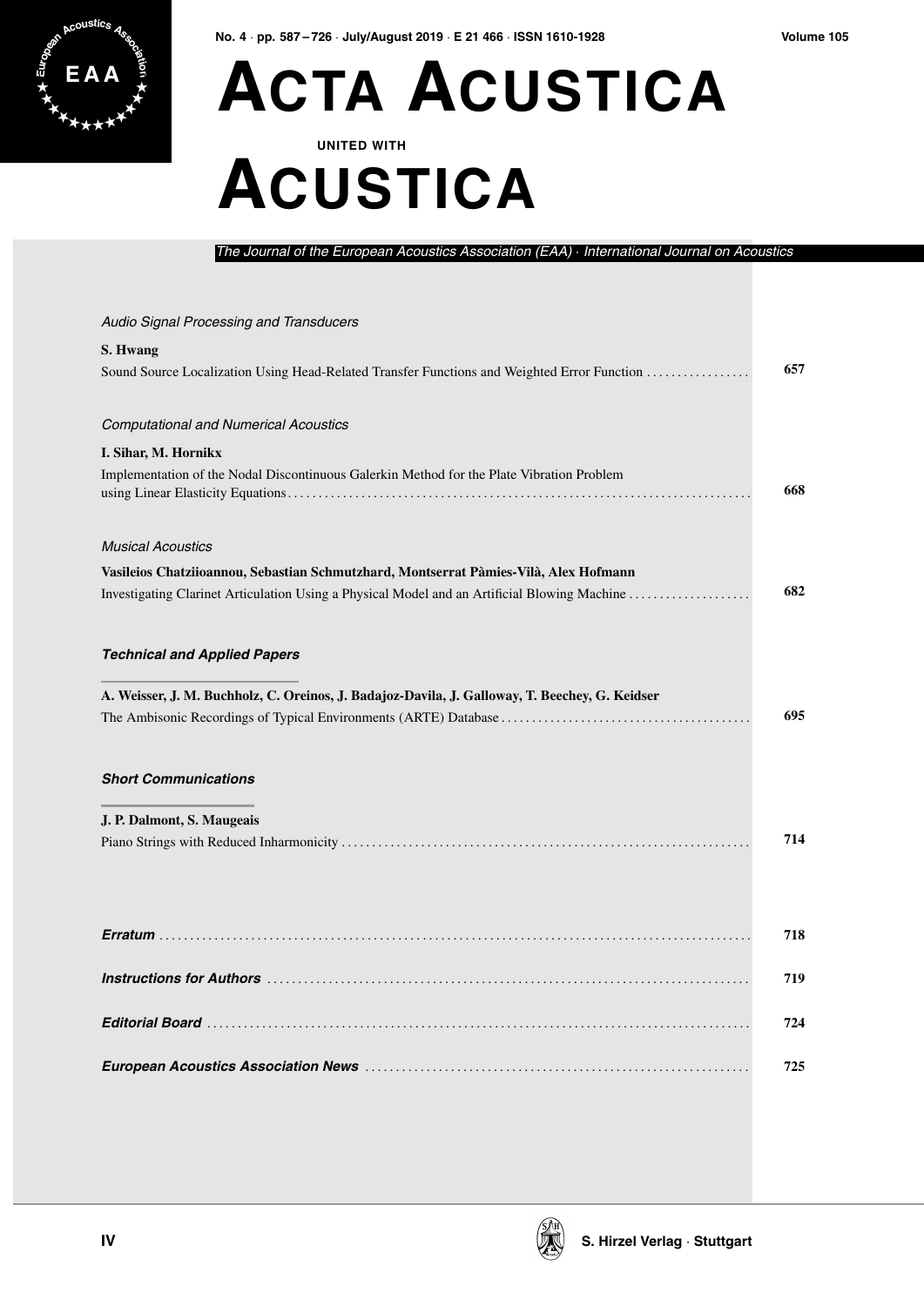# ACTA ACUSTICA

UNITED WITH

# ACUSTICA

*The Journal of the European Acoustics Association (EAA) · International Journal on Acoustics*

*Audio Signal Processing and Transducers*

**S. Hwang**
Sound Source Localization Using Head-Related Transfer Functions and Weighted Error Function ................ **657**

*Computational and Numerical Acoustics*

**I. Sihar, M. Hornikx**
Implementation of the Nodal Discontinuous Galerkin Method for the Plate Vibration Problem using Linear Elasticity Equations ................ **668**

*Musical Acoustics*

**Vasileios Chatziioannou, Sebastian Schmutzhard, Montserrat Pàmies-Vilà, Alex Hofmann**
Investigating Clarinet Articulation Using a Physical Model and an Artificial Blowing Machine ................ **682**

***Technical and Applied Papers***

**A. Weisser, J. M. Buchholz, C. Oreinos, J. Badajoz-Davila, J. Galloway, T. Beechey, G. Keidser**
The Ambisonic Recordings of Typical Environments (ARTE) Database ................ **695**

***Short Communications***

**J. P. Dalmont, S. Maugeais**
Piano Strings with Reduced Inharmonicity ................ **714**

***Erratum*** ................ **718**

***Instructions for Authors*** ................ **719**

***Editorial Board*** ................ **724**

***European Acoustics Association News*** ................ **725**

S. Hirzel Verlag · Stuttgart